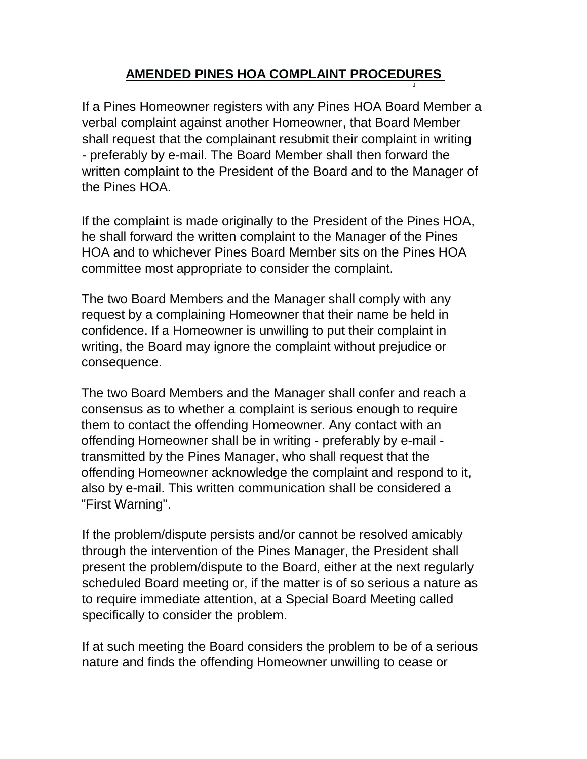# AMENDED PINES HOA COMPLAINT PROCEDURES [i]

If a Pines Homeowner registers with any Pines HOA Board Member a verbal complaint against another Homeowner, that Board Member shall request that the complainant resubmit their complaint in writing - preferably by e-mail. The Board Member shall then forward the written complaint to the President of the Board and to the Manager of the Pines HOA.

If the complaint is made originally to the President of the Pines HOA, he shall forward the written complaint to the Manager of the Pines HOA and to whichever Pines Board Member sits on the Pines HOA committee most appropriate to consider the complaint.

The two Board Members and the Manager shall comply with any request by a complaining Homeowner that their name be held in confidence. If a Homeowner is unwilling to put their complaint in writing, the Board may ignore the complaint without prejudice or consequence.

The two Board Members and the Manager shall confer and reach a consensus as to whether a complaint is serious enough to require them to contact the offending Homeowner. Any contact with an offending Homeowner shall be in writing - preferably by e-mail - transmitted by the Pines Manager, who shall request that the offending Homeowner acknowledge the complaint and respond to it, also by e-mail. This written communication shall be considered a "First Warning".

If the problem/dispute persists and/or cannot be resolved amicably through the intervention of the Pines Manager, the President shall present the problem/dispute to the Board, either at the next regularly scheduled Board meeting or, if the matter is of so serious a nature as to require immediate attention, at a Special Board Meeting called specifically to consider the problem.

If at such meeting the Board considers the problem to be of a serious nature and finds the offending Homeowner unwilling to cease or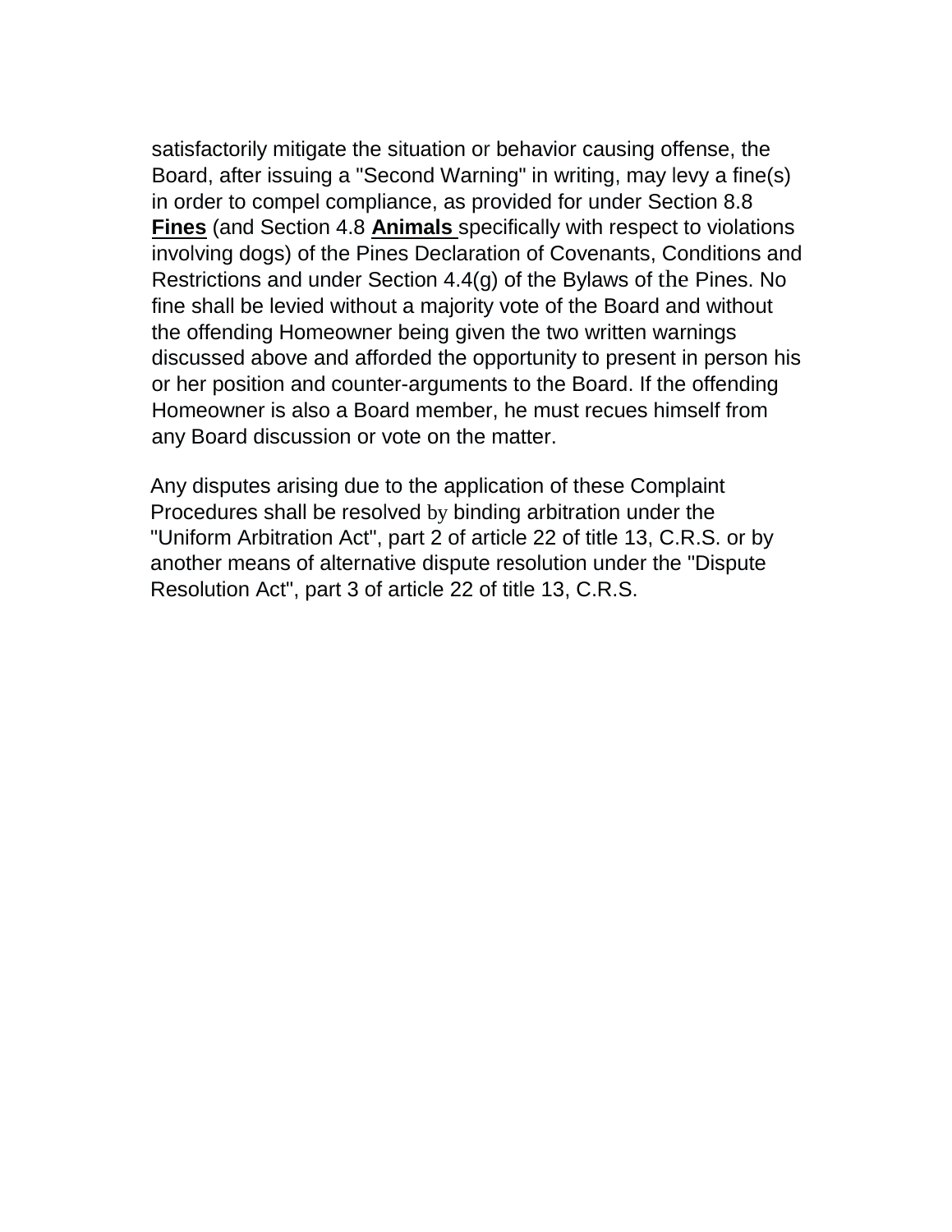satisfactorily mitigate the situation or behavior causing offense, the Board, after issuing a "Second Warning" in writing, may levy a fine(s) in order to compel compliance, as provided for under Section 8.8 **Fines** (and Section 4.8 **Animals** specifically with respect to violations involving dogs) of the Pines Declaration of Covenants, Conditions and Restrictions and under Section 4.4(g) of the Bylaws of the Pines. No fine shall be levied without a majority vote of the Board and without the offending Homeowner being given the two written warnings discussed above and afforded the opportunity to present in person his or her position and counter-arguments to the Board. If the offending Homeowner is also a Board member, he must recues himself from any Board discussion or vote on the matter.

Any disputes arising due to the application of these Complaint Procedures shall be resolved by binding arbitration under the "Uniform Arbitration Act", part 2 of article 22 of title 13, C.R.S. or by another means of alternative dispute resolution under the "Dispute Resolution Act", part 3 of article 22 of title 13, C.R.S.